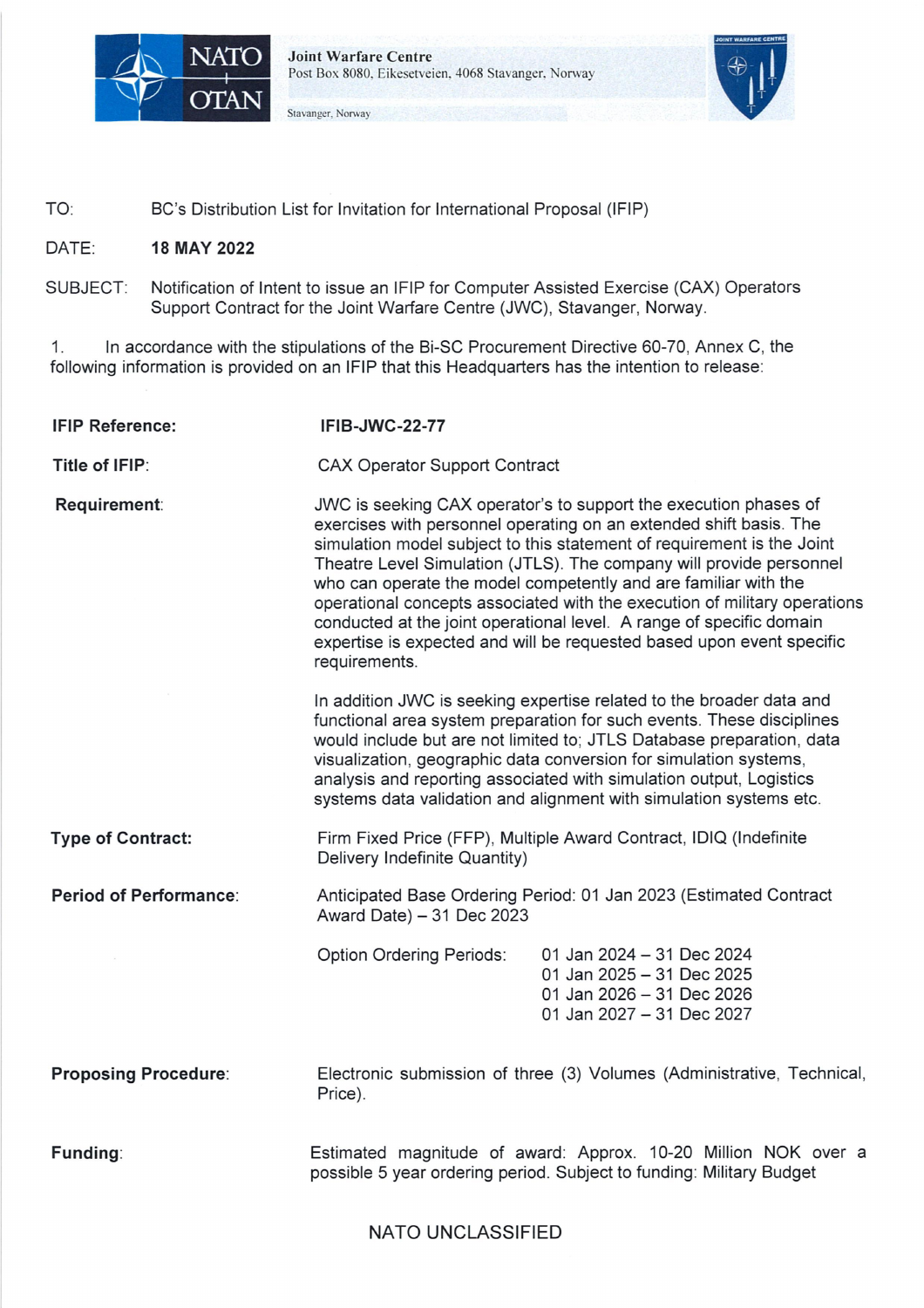**Joint Warfare Centre**
Post Box 8080, Eikesetveien, 4068 Stavanger, Norway

Stavanger, Norway

TO: BC's Distribution List for Invitation for International Proposal (IFIP)

DATE: **18 MAY 2022**

SUBJECT: Notification of Intent to issue an IFIP for Computer Assisted Exercise (CAX) Operators Support Contract for the Joint Warfare Centre (JWC), Stavanger, Norway.

1. In accordance with the stipulations of the Bi-SC Procurement Directive 60-70, Annex C, the following information is provided on an IFIP that this Headquarters has the intention to release:

**IFIP Reference:** **IFIB-JWC-22-77**

**Title of IFIP:** CAX Operator Support Contract

**Requirement:** JWC is seeking CAX operator's to support the execution phases of exercises with personnel operating on an extended shift basis. The simulation model subject to this statement of requirement is the Joint Theatre Level Simulation (JTLS). The company will provide personnel who can operate the model competently and are familiar with the operational concepts associated with the execution of military operations conducted at the joint operational level. A range of specific domain expertise is expected and will be requested based upon event specific requirements.

In addition JWC is seeking expertise related to the broader data and functional area system preparation for such events. These disciplines would include but are not limited to; JTLS Database preparation, data visualization, geographic data conversion for simulation systems, analysis and reporting associated with simulation output, Logistics systems data validation and alignment with simulation systems etc.

**Type of Contract:** Firm Fixed Price (FFP), Multiple Award Contract, IDIQ (Indefinite Delivery Indefinite Quantity)

**Period of Performance:** Anticipated Base Ordering Period: 01 Jan 2023 (Estimated Contract Award Date) – 31 Dec 2023

Option Ordering Periods:
- 01 Jan 2024 – 31 Dec 2024
- 01 Jan 2025 – 31 Dec 2025
- 01 Jan 2026 – 31 Dec 2026
- 01 Jan 2027 – 31 Dec 2027

**Proposing Procedure:** Electronic submission of three (3) Volumes (Administrative, Technical, Price).

**Funding:** Estimated magnitude of award: Approx. 10-20 Million NOK over a possible 5 year ordering period. Subject to funding: Military Budget

NATO UNCLASSIFIED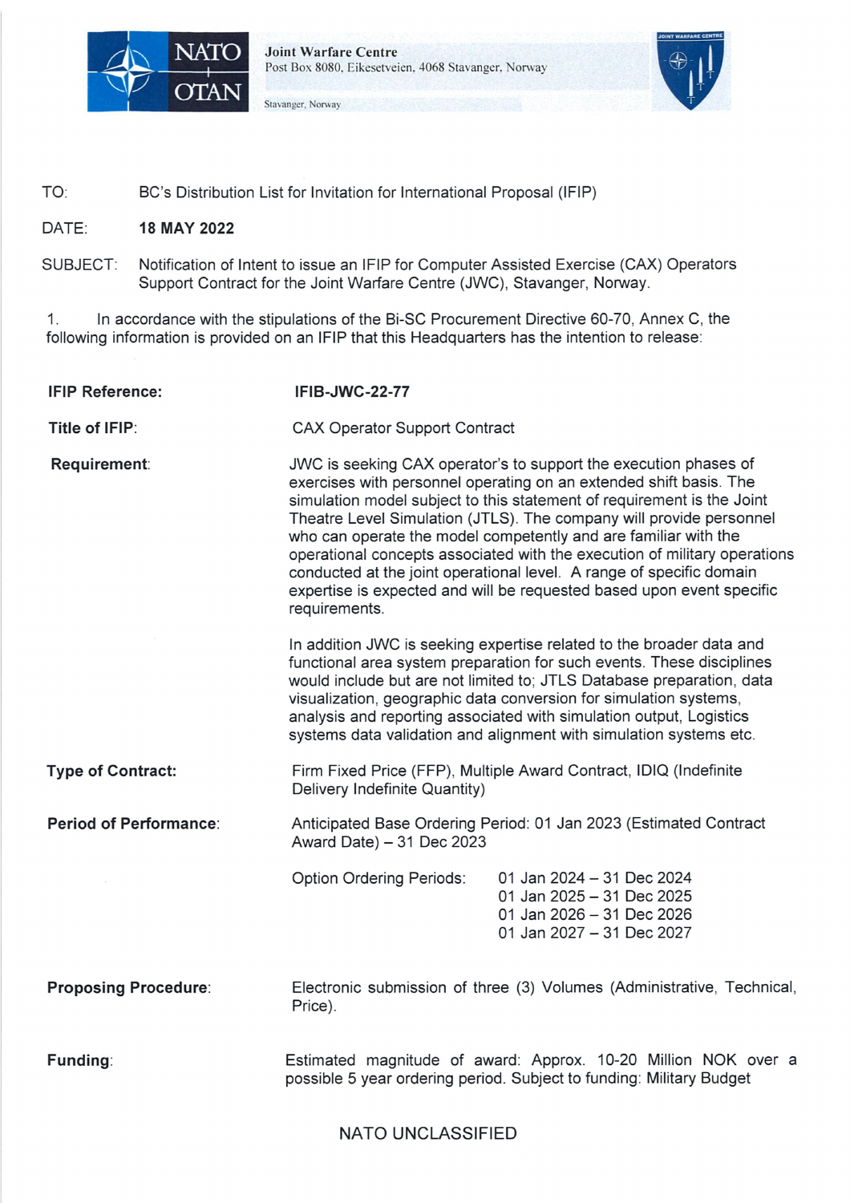**Joint Warfare Centre**
Post Box 8080, Eikesetveien, 4068 Stavanger, Norway

Stavanger, Norway

TO: BC's Distribution List for Invitation for International Proposal (IFIP)

DATE: **18 MAY 2022**

SUBJECT: Notification of Intent to issue an IFIP for Computer Assisted Exercise (CAX) Operators Support Contract for the Joint Warfare Centre (JWC), Stavanger, Norway.

1. In accordance with the stipulations of the Bi-SC Procurement Directive 60-70, Annex C, the following information is provided on an IFIP that this Headquarters has the intention to release:

**IFIP Reference:** **IFIB-JWC-22-77**

**Title of IFIP:** CAX Operator Support Contract

**Requirement:** JWC is seeking CAX operator's to support the execution phases of exercises with personnel operating on an extended shift basis. The simulation model subject to this statement of requirement is the Joint Theatre Level Simulation (JTLS). The company will provide personnel who can operate the model competently and are familiar with the operational concepts associated with the execution of military operations conducted at the joint operational level. A range of specific domain expertise is expected and will be requested based upon event specific requirements.

In addition JWC is seeking expertise related to the broader data and functional area system preparation for such events. These disciplines would include but are not limited to; JTLS Database preparation, data visualization, geographic data conversion for simulation systems, analysis and reporting associated with simulation output, Logistics systems data validation and alignment with simulation systems etc.

**Type of Contract:** Firm Fixed Price (FFP), Multiple Award Contract, IDIQ (Indefinite Delivery Indefinite Quantity)

**Period of Performance:** Anticipated Base Ordering Period: 01 Jan 2023 (Estimated Contract Award Date) – 31 Dec 2023

Option Ordering Periods:
- 01 Jan 2024 – 31 Dec 2024
- 01 Jan 2025 – 31 Dec 2025
- 01 Jan 2026 – 31 Dec 2026
- 01 Jan 2027 – 31 Dec 2027

**Proposing Procedure:** Electronic submission of three (3) Volumes (Administrative, Technical, Price).

**Funding:** Estimated magnitude of award: Approx. 10-20 Million NOK over a possible 5 year ordering period. Subject to funding: Military Budget

NATO UNCLASSIFIED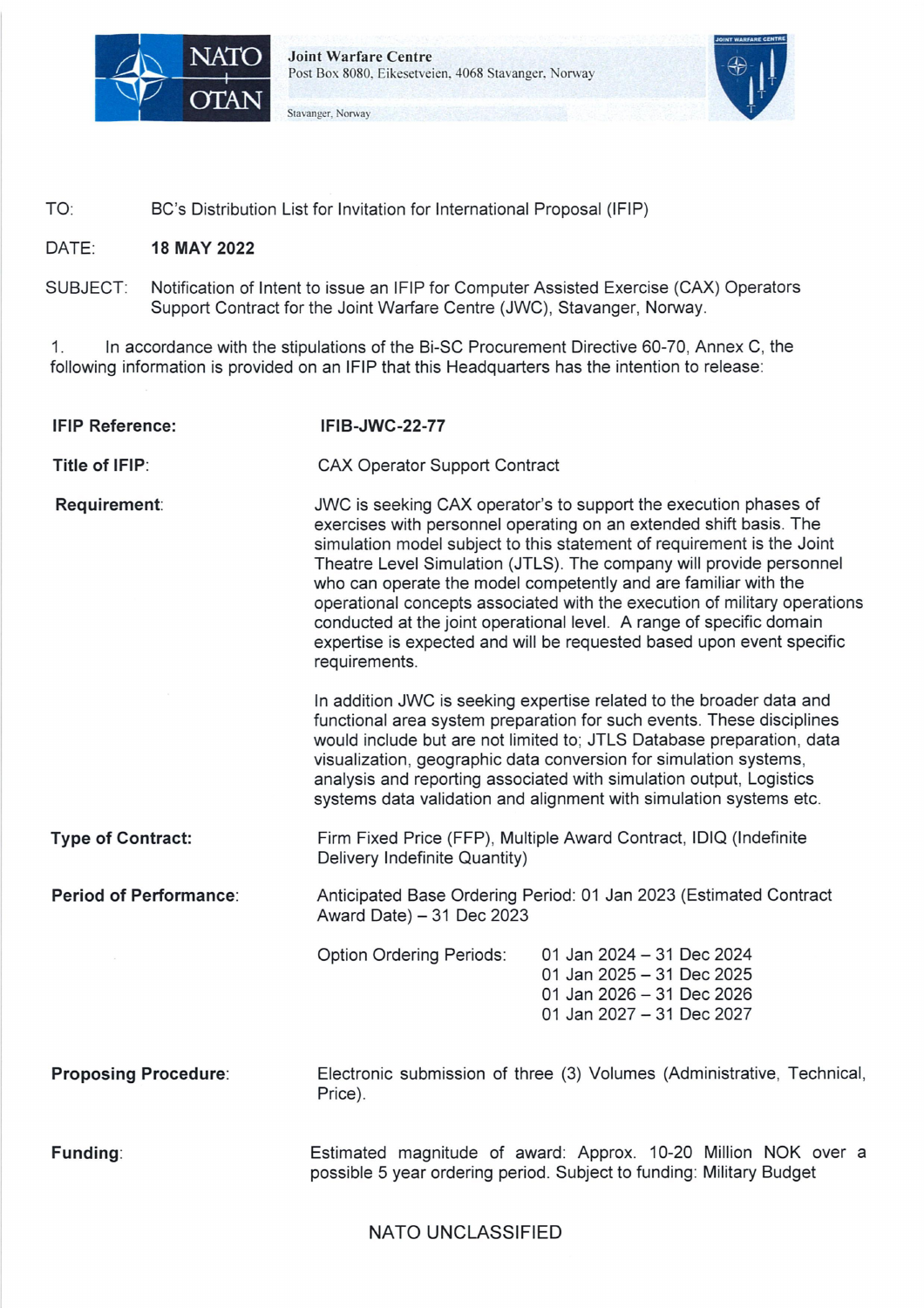**Joint Warfare Centre**
Post Box 8080, Eikesetveien, 4068 Stavanger, Norway

Stavanger, Norway

TO: BC's Distribution List for Invitation for International Proposal (IFIP)

DATE: **18 MAY 2022**

SUBJECT: Notification of Intent to issue an IFIP for Computer Assisted Exercise (CAX) Operators Support Contract for the Joint Warfare Centre (JWC), Stavanger, Norway.

1. In accordance with the stipulations of the Bi-SC Procurement Directive 60-70, Annex C, the following information is provided on an IFIP that this Headquarters has the intention to release:

**IFIP Reference:** **IFIB-JWC-22-77**

**Title of IFIP:** CAX Operator Support Contract

**Requirement:** JWC is seeking CAX operator's to support the execution phases of exercises with personnel operating on an extended shift basis. The simulation model subject to this statement of requirement is the Joint Theatre Level Simulation (JTLS). The company will provide personnel who can operate the model competently and are familiar with the operational concepts associated with the execution of military operations conducted at the joint operational level. A range of specific domain expertise is expected and will be requested based upon event specific requirements.

In addition JWC is seeking expertise related to the broader data and functional area system preparation for such events. These disciplines would include but are not limited to; JTLS Database preparation, data visualization, geographic data conversion for simulation systems, analysis and reporting associated with simulation output, Logistics systems data validation and alignment with simulation systems etc.

**Type of Contract:** Firm Fixed Price (FFP), Multiple Award Contract, IDIQ (Indefinite Delivery Indefinite Quantity)

**Period of Performance:** Anticipated Base Ordering Period: 01 Jan 2023 (Estimated Contract Award Date) – 31 Dec 2023

Option Ordering Periods:
- 01 Jan 2024 – 31 Dec 2024
- 01 Jan 2025 – 31 Dec 2025
- 01 Jan 2026 – 31 Dec 2026
- 01 Jan 2027 – 31 Dec 2027

**Proposing Procedure:** Electronic submission of three (3) Volumes (Administrative, Technical, Price).

**Funding:** Estimated magnitude of award: Approx. 10-20 Million NOK over a possible 5 year ordering period. Subject to funding: Military Budget

NATO UNCLASSIFIED